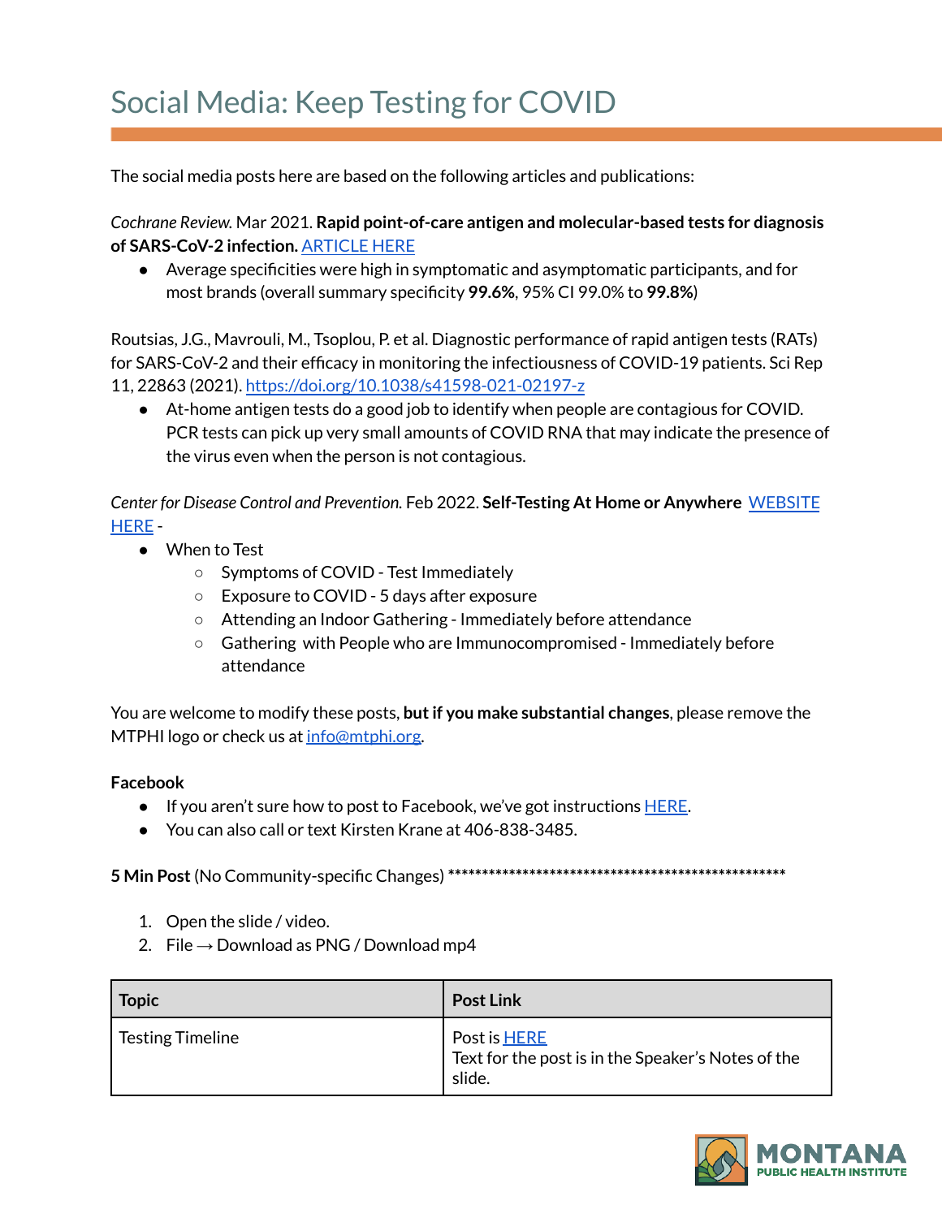# Social Media: Keep Testing for COVID

The social media posts here are based on the following articles and publications:

*Cochrane Review.* Mar 2021. **Rapid point-of-care antigen and molecular-based tests for diagnosis of SARS-CoV-2 infection.** ARTICLE HERE

- Average specificities were high in symptomatic and asymptomatic participants, and for most brands (overall summary specificity **99.6%**, 95% CI 99.0% to **99.8%**)

Routsias, J.G., Mavrouli, M., Tsoplou, P. et al. Diagnostic performance of rapid antigen tests (RATs) for SARS-CoV-2 and their efficacy in monitoring the infectiousness of COVID-19 patients. Sci Rep 11, 22863 (2021). https://doi.org/10.1038/s41598-021-02197-z

- At-home antigen tests do a good job to identify when people are contagious for COVID. PCR tests can pick up very small amounts of COVID RNA that may indicate the presence of the virus even when the person is not contagious.

*Center for Disease Control and Prevention.* Feb 2022. **Self-Testing At Home or Anywhere** WEBSITE HERE -

- When to Test
  - Symptoms of COVID - Test Immediately
  - Exposure to COVID - 5 days after exposure
  - Attending an Indoor Gathering - Immediately before attendance
  - Gathering with People who are Immunocompromised - Immediately before attendance

You are welcome to modify these posts, **but if you make substantial changes**, please remove the MTPHI logo or check us at info@mtphi.org.

**Facebook**

- If you aren't sure how to post to Facebook, we've got instructions HERE.
- You can also call or text Kirsten Krane at 406-838-3485.

**5 Min Post** (No Community-specific Changes) ****************************************************

1. Open the slide / video.
2. File → Download as PNG / Download mp4

| Topic | Post Link |
| --- | --- |
| Testing Timeline | Post is HERE<br>Text for the post is in the Speaker's Notes of the slide. |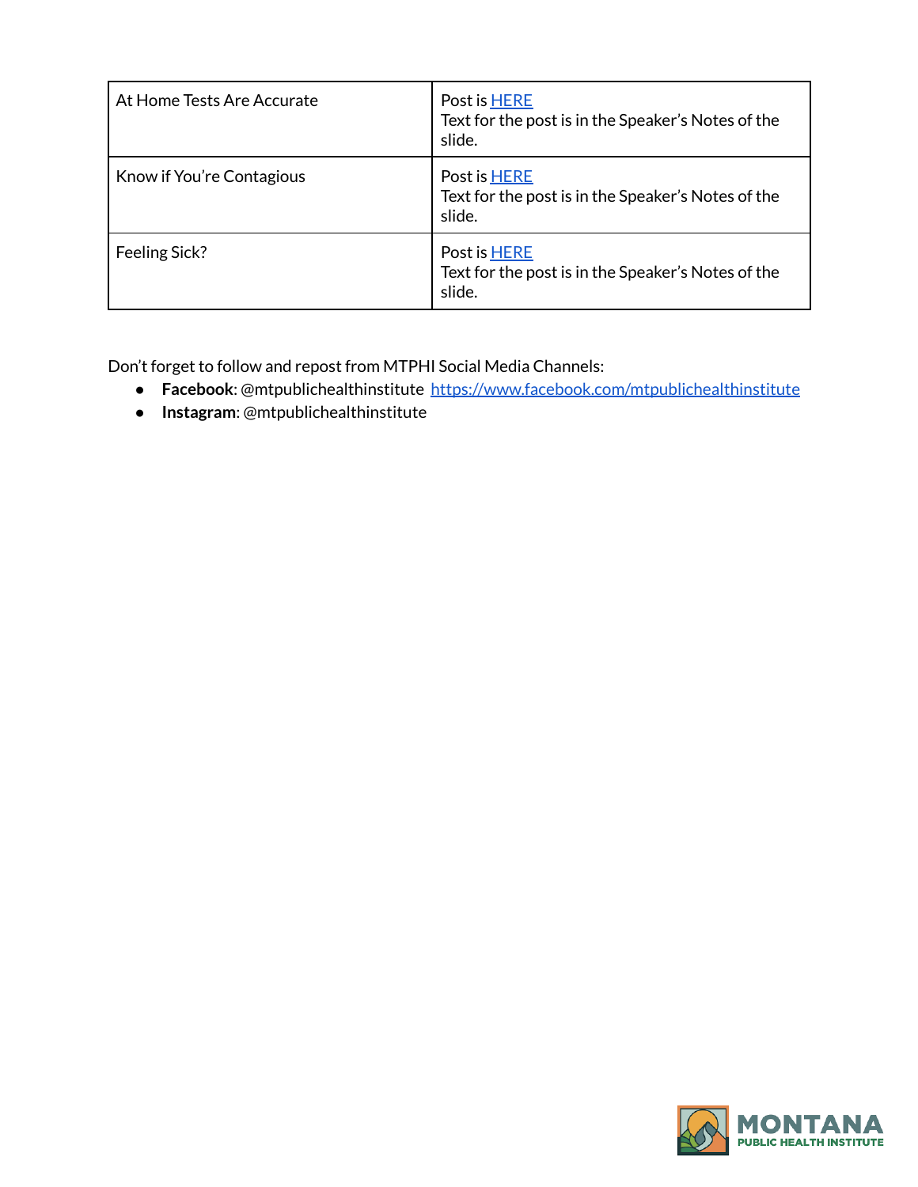| | |
|---|---|
| At Home Tests Are Accurate | Post is [HERE](#)<br>Text for the post is in the Speaker's Notes of the slide. |
| Know if You're Contagious | Post is [HERE](#)<br>Text for the post is in the Speaker's Notes of the slide. |
| Feeling Sick? | Post is [HERE](#)<br>Text for the post is in the Speaker's Notes of the slide. |

Don't forget to follow and repost from MTPHI Social Media Channels:

- **Facebook**: @mtpublichealthinstitute [https://www.facebook.com/mtpublichealthinstitute](https://www.facebook.com/mtpublichealthinstitute)
- **Instagram**: @mtpublichealthinstitute